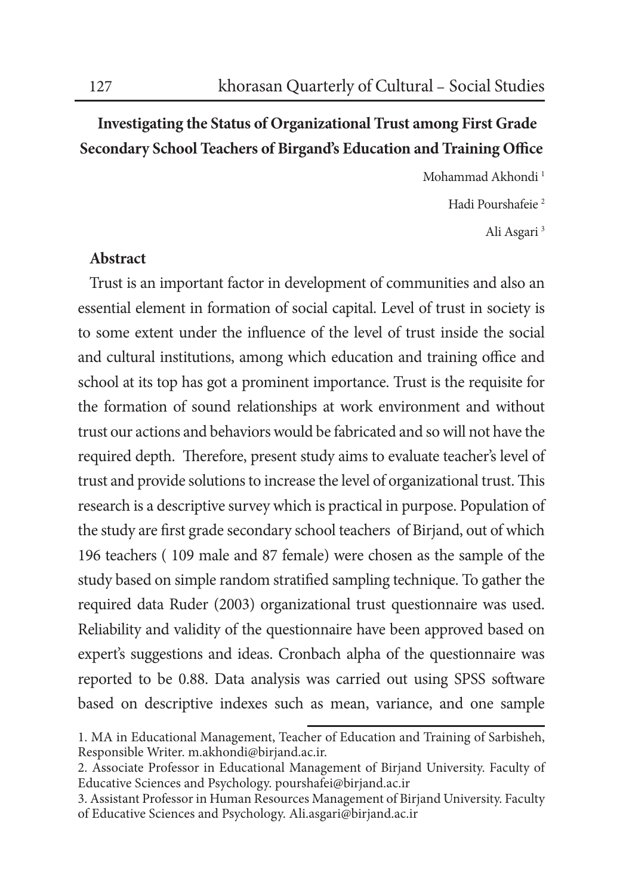# Investigating the Status of Organizational Trust among First Grade Secondary School Teachers of Birgand's Education and Training Office

Mohammad Akhondi [1]

Hadi Pourshafeie [2]

Ali Asgari [3]

## Abstract

Trust is an important factor in development of communities and also an essential element in formation of social capital. Level of trust in society is to some extent under the influence of the level of trust inside the social and cultural institutions, among which education and training office and school at its top has got a prominent importance. Trust is the requisite for the formation of sound relationships at work environment and without trust our actions and behaviors would be fabricated and so will not have the required depth. Therefore, present study aims to evaluate teacher's level of trust and provide solutions to increase the level of organizational trust. This research is a descriptive survey which is practical in purpose. Population of the study are first grade secondary school teachers of Birjand, out of which 196 teachers ( 109 male and 87 female) were chosen as the sample of the study based on simple random stratified sampling technique. To gather the required data Ruder (2003) organizational trust questionnaire was used. Reliability and validity of the questionnaire have been approved based on expert's suggestions and ideas. Cronbach alpha of the questionnaire was reported to be 0.88. Data analysis was carried out using SPSS software based on descriptive indexes such as mean, variance, and one sample

---

1. MA in Educational Management, Teacher of Education and Training of Sarbisheh, Responsible Writer. m.akhondi@birjand.ac.ir.
2. Associate Professor in Educational Management of Birjand University. Faculty of Educative Sciences and Psychology. pourshafei@birjand.ac.ir
3. Assistant Professor in Human Resources Management of Birjand University. Faculty of Educative Sciences and Psychology. Ali.asgari@birjand.ac.ir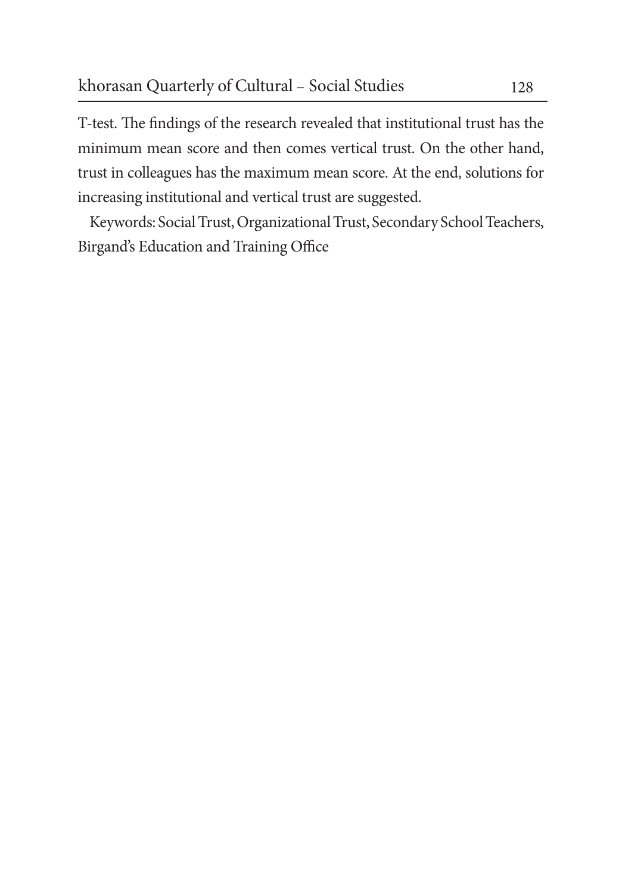T-test. The findings of the research revealed that institutional trust has the minimum mean score and then comes vertical trust. On the other hand, trust in colleagues has the maximum mean score. At the end, solutions for increasing institutional and vertical trust are suggested.

Keywords: Social Trust, Organizational Trust, Secondary School Teachers, Birgand's Education and Training Office